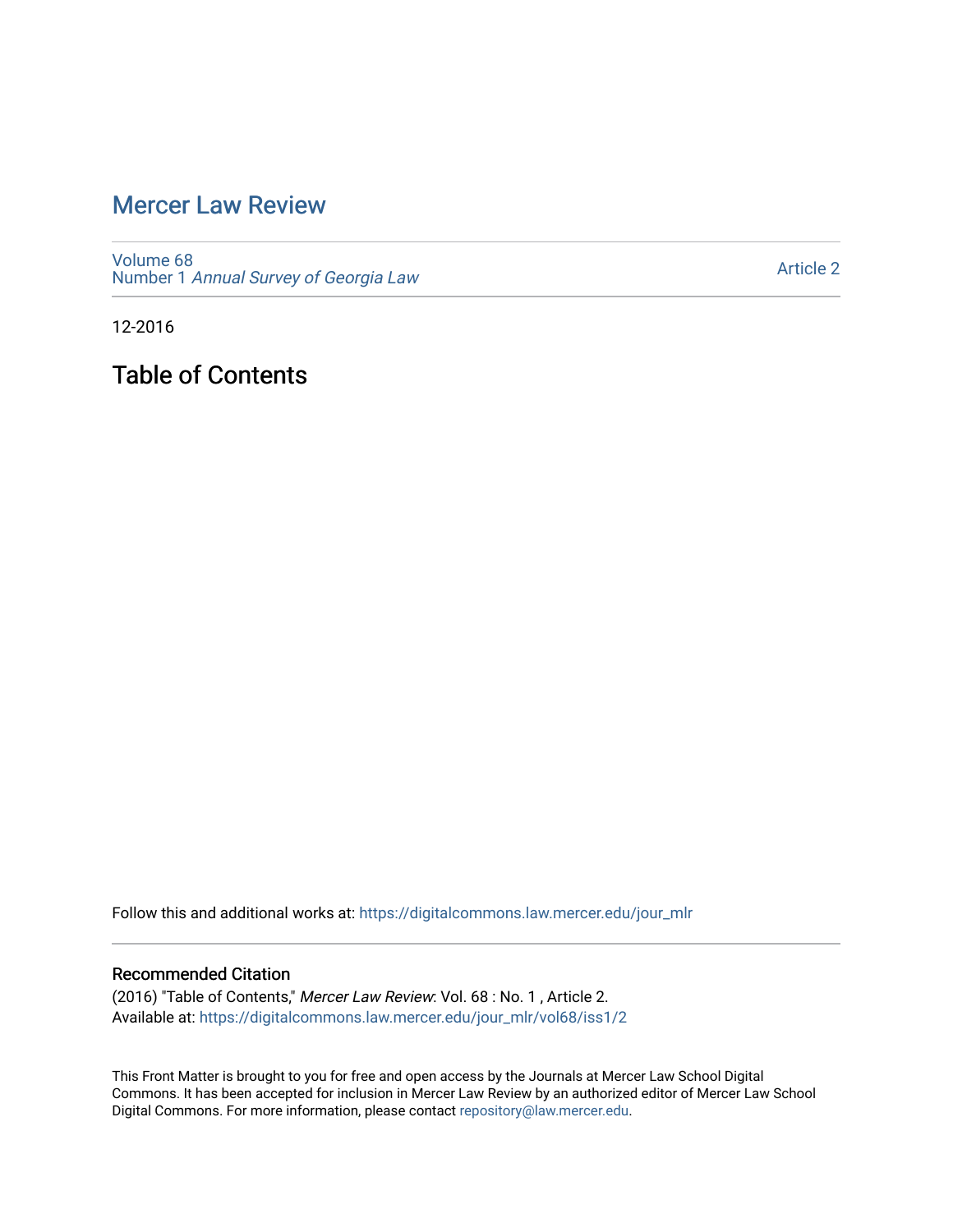# Mercer Law Review

Volume 68
Number 1 *Annual Survey of Georgia Law*

Article 2

12-2016

## Table of Contents

Follow this and additional works at: https://digitalcommons.law.mercer.edu/jour_mlr

### Recommended Citation

(2016) "Table of Contents," *Mercer Law Review*: Vol. 68 : No. 1 , Article 2.
Available at: https://digitalcommons.law.mercer.edu/jour_mlr/vol68/iss1/2

This Front Matter is brought to you for free and open access by the Journals at Mercer Law School Digital Commons. It has been accepted for inclusion in Mercer Law Review by an authorized editor of Mercer Law School Digital Commons. For more information, please contact repository@law.mercer.edu.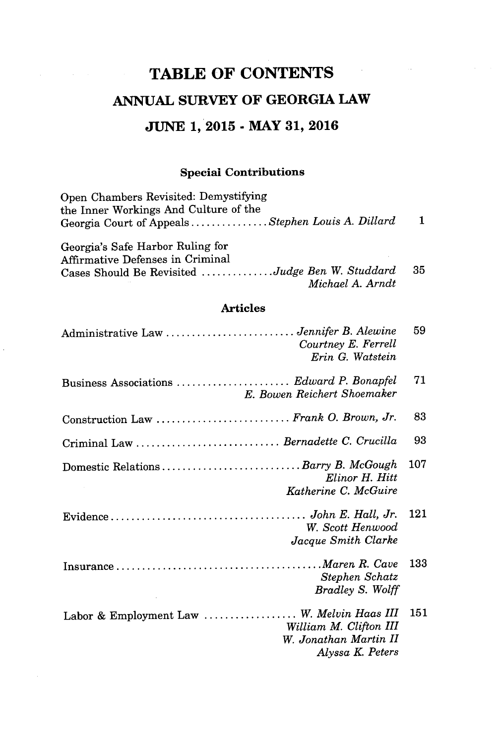# TABLE OF CONTENTS

## ANNUAL SURVEY OF GEORGIA LAW

## JUNE 1, 2015 - MAY 31, 2016

### Special Contributions

Open Chambers Revisited: Demystifying the Inner Workings And Culture of the Georgia Court of Appeals . . . . . . . . . . . . . . . *Stephen Louis A. Dillard* 1

Georgia's Safe Harbor Ruling for Affirmative Defenses in Criminal Cases Should Be Revisited . . . . . . . . . . . . . . *Judge Ben W. Studdard*, *Michael A. Arndt* 35

### Articles

Administrative Law . . . . . . . . . . . . . . . . . . . . . . . . . *Jennifer B. Alewine*, *Courtney E. Ferrell*, *Erin G. Watstein* 59

Business Associations . . . . . . . . . . . . . . . . . . . . . . *Edward P. Bonapfel*, *E. Bowen Reichert Shoemaker* 71

Construction Law . . . . . . . . . . . . . . . . . . . . . . . . . . *Frank O. Brown, Jr.* 83

Criminal Law . . . . . . . . . . . . . . . . . . . . . . . . . . . . *Bernadette C. Crucilla* 93

Domestic Relations . . . . . . . . . . . . . . . . . . . . . . . . . . . *Barry B. McGough*, *Elinor H. Hitt*, *Katherine C. McGuire* 107

Evidence . . . . . . . . . . . . . . . . . . . . . . . . . . . . . . . . . . . . . *John E. Hall, Jr.*, *W. Scott Henwood*, *Jacque Smith Clarke* 121

Insurance . . . . . . . . . . . . . . . . . . . . . . . . . . . . . . . . . . . . . . *Maren R. Cave*, *Stephen Schatz*, *Bradley S. Wolff* 133

Labor & Employment Law . . . . . . . . . . . . . . . . . . *W. Melvin Haas III*, *William M. Clifton III*, *W. Jonathan Martin II*, *Alyssa K. Peters* 151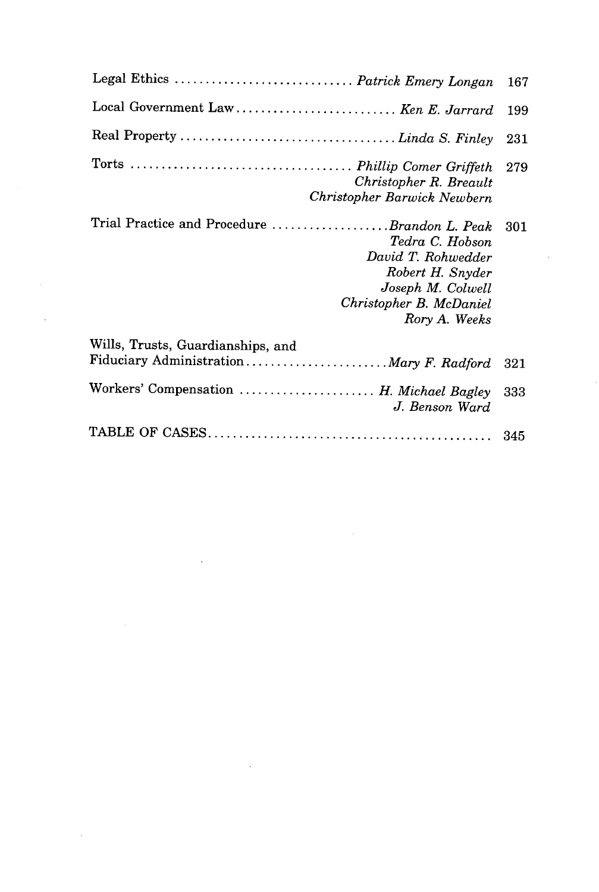| | | |
|---|---|---|
| Legal Ethics | *Patrick Emery Longan* | 167 |
| Local Government Law | *Ken E. Jarrard* | 199 |
| Real Property | *Linda S. Finley* | 231 |
| Torts | *Phillip Comer Griffeth*<br>*Christopher R. Breault*<br>*Christopher Barwick Newbern* | 279 |
| Trial Practice and Procedure | *Brandon L. Peak*<br>*Tedra C. Hobson*<br>*David T. Rohwedder*<br>*Robert H. Snyder*<br>*Joseph M. Colwell*<br>*Christopher B. McDaniel*<br>*Rory A. Weeks* | 301 |
| Wills, Trusts, Guardianships, and Fiduciary Administration | *Mary F. Radford* | 321 |
| Workers' Compensation | *H. Michael Bagley*<br>*J. Benson Ward* | 333 |
| TABLE OF CASES | | 345 |